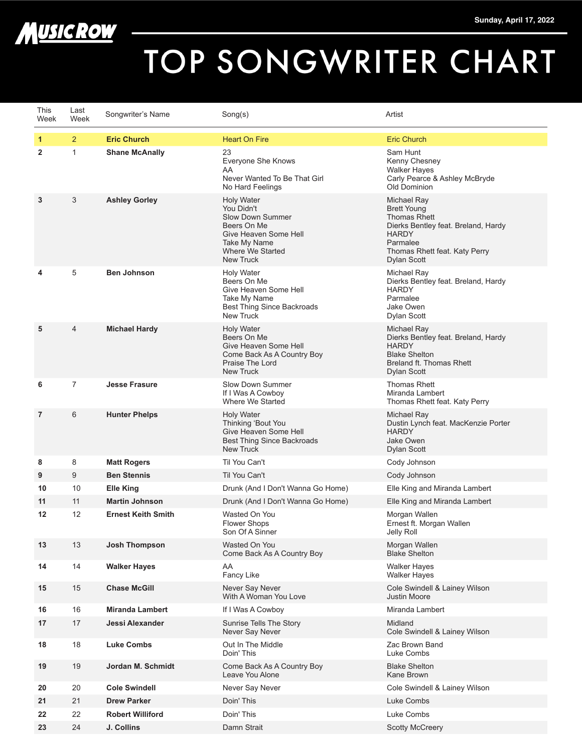**MUSIC ROW**

Sunday, April 17, 2022

# TOP SONGWRITER CHART

| This Week | Last Week | Songwriter's Name | Song(s) | Artist |
|---|---|---|---|---|
| 1 | 2 | **Eric Church** | Heart On Fire | Eric Church |
| 2 | 1 | **Shane McAnally** | 23<br>Everyone She Knows<br>AA<br>Never Wanted To Be That Girl<br>No Hard Feelings | Sam Hunt<br>Kenny Chesney<br>Walker Hayes<br>Carly Pearce & Ashley McBryde<br>Old Dominion |
| 3 | 3 | **Ashley Gorley** | Holy Water<br>You Didn't<br>Slow Down Summer<br>Beers On Me<br>Give Heaven Some Hell<br>Take My Name<br>Where We Started<br>New Truck | Michael Ray<br>Brett Young<br>Thomas Rhett<br>Dierks Bentley feat. Breland, Hardy<br>HARDY<br>Parmalee<br>Thomas Rhett feat. Katy Perry<br>Dylan Scott |
| 4 | 5 | **Ben Johnson** | Holy Water<br>Beers On Me<br>Give Heaven Some Hell<br>Take My Name<br>Best Thing Since Backroads<br>New Truck | Michael Ray<br>Dierks Bentley feat. Breland, Hardy<br>HARDY<br>Parmalee<br>Jake Owen<br>Dylan Scott |
| 5 | 4 | **Michael Hardy** | Holy Water<br>Beers On Me<br>Give Heaven Some Hell<br>Come Back As A Country Boy<br>Praise The Lord<br>New Truck | Michael Ray<br>Dierks Bentley feat. Breland, Hardy<br>HARDY<br>Blake Shelton<br>Breland ft. Thomas Rhett<br>Dylan Scott |
| 6 | 7 | **Jesse Frasure** | Slow Down Summer<br>If I Was A Cowboy<br>Where We Started | Thomas Rhett<br>Miranda Lambert<br>Thomas Rhett feat. Katy Perry |
| 7 | 6 | **Hunter Phelps** | Holy Water<br>Thinking 'Bout You<br>Give Heaven Some Hell<br>Best Thing Since Backroads<br>New Truck | Michael Ray<br>Dustin Lynch feat. MacKenzie Porter<br>HARDY<br>Jake Owen<br>Dylan Scott |
| 8 | 8 | **Matt Rogers** | Til You Can't | Cody Johnson |
| 9 | 9 | **Ben Stennis** | Til You Can't | Cody Johnson |
| 10 | 10 | **Elle King** | Drunk (And I Don't Wanna Go Home) | Elle King and Miranda Lambert |
| 11 | 11 | **Martin Johnson** | Drunk (And I Don't Wanna Go Home) | Elle King and Miranda Lambert |
| 12 | 12 | **Ernest Keith Smith** | Wasted On You<br>Flower Shops<br>Son Of A Sinner | Morgan Wallen<br>Ernest ft. Morgan Wallen<br>Jelly Roll |
| 13 | 13 | **Josh Thompson** | Wasted On You<br>Come Back As A Country Boy | Morgan Wallen<br>Blake Shelton |
| 14 | 14 | **Walker Hayes** | AA<br>Fancy Like | Walker Hayes<br>Walker Hayes |
| 15 | 15 | **Chase McGill** | Never Say Never<br>With A Woman You Love | Cole Swindell & Lainey Wilson<br>Justin Moore |
| 16 | 16 | **Miranda Lambert** | If I Was A Cowboy | Miranda Lambert |
| 17 | 17 | **Jessi Alexander** | Sunrise Tells The Story<br>Never Say Never | Midland<br>Cole Swindell & Lainey Wilson |
| 18 | 18 | **Luke Combs** | Out In The Middle<br>Doin' This | Zac Brown Band<br>Luke Combs |
| 19 | 19 | **Jordan M. Schmidt** | Come Back As A Country Boy<br>Leave You Alone | Blake Shelton<br>Kane Brown |
| 20 | 20 | **Cole Swindell** | Never Say Never | Cole Swindell & Lainey Wilson |
| 21 | 21 | **Drew Parker** | Doin' This | Luke Combs |
| 22 | 22 | **Robert Williford** | Doin' This | Luke Combs |
| 23 | 24 | **J. Collins** | Damn Strait | Scotty McCreery |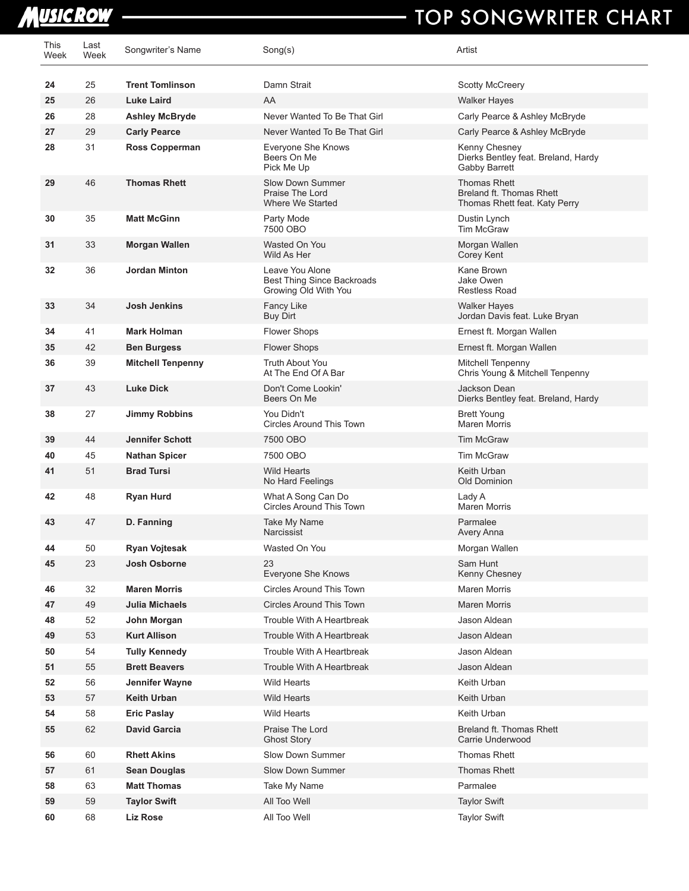# TOP SONGWRITER CHART

| This Week | Last Week | Songwriter's Name | Song(s) | Artist |
|---|---|---|---|---|
| 24 | 25 | **Trent Tomlinson** | Damn Strait | Scotty McCreery |
| 25 | 26 | **Luke Laird** | AA | Walker Hayes |
| 26 | 28 | **Ashley McBryde** | Never Wanted To Be That Girl | Carly Pearce & Ashley McBryde |
| 27 | 29 | **Carly Pearce** | Never Wanted To Be That Girl | Carly Pearce & Ashley McBryde |
| 28 | 31 | **Ross Copperman** | Everyone She Knows<br>Beers On Me<br>Pick Me Up | Kenny Chesney<br>Dierks Bentley feat. Breland, Hardy<br>Gabby Barrett |
| 29 | 46 | **Thomas Rhett** | Slow Down Summer<br>Praise The Lord<br>Where We Started | Thomas Rhett<br>Breland ft. Thomas Rhett<br>Thomas Rhett feat. Katy Perry |
| 30 | 35 | **Matt McGinn** | Party Mode<br>7500 OBO | Dustin Lynch<br>Tim McGraw |
| 31 | 33 | **Morgan Wallen** | Wasted On You<br>Wild As Her | Morgan Wallen<br>Corey Kent |
| 32 | 36 | **Jordan Minton** | Leave You Alone<br>Best Thing Since Backroads<br>Growing Old With You | Kane Brown<br>Jake Owen<br>Restless Road |
| 33 | 34 | **Josh Jenkins** | Fancy Like<br>Buy Dirt | Walker Hayes<br>Jordan Davis feat. Luke Bryan |
| 34 | 41 | **Mark Holman** | Flower Shops | Ernest ft. Morgan Wallen |
| 35 | 42 | **Ben Burgess** | Flower Shops | Ernest ft. Morgan Wallen |
| 36 | 39 | **Mitchell Tenpenny** | Truth About You<br>At The End Of A Bar | Mitchell Tenpenny<br>Chris Young & Mitchell Tenpenny |
| 37 | 43 | **Luke Dick** | Don't Come Lookin'<br>Beers On Me | Jackson Dean<br>Dierks Bentley feat. Breland, Hardy |
| 38 | 27 | **Jimmy Robbins** | You Didn't<br>Circles Around This Town | Brett Young<br>Maren Morris |
| 39 | 44 | **Jennifer Schott** | 7500 OBO | Tim McGraw |
| 40 | 45 | **Nathan Spicer** | 7500 OBO | Tim McGraw |
| 41 | 51 | **Brad Tursi** | Wild Hearts<br>No Hard Feelings | Keith Urban<br>Old Dominion |
| 42 | 48 | **Ryan Hurd** | What A Song Can Do<br>Circles Around This Town | Lady A<br>Maren Morris |
| 43 | 47 | **D. Fanning** | Take My Name<br>Narcissist | Parmalee<br>Avery Anna |
| 44 | 50 | **Ryan Vojtesak** | Wasted On You | Morgan Wallen |
| 45 | 23 | **Josh Osborne** | 23<br>Everyone She Knows | Sam Hunt<br>Kenny Chesney |
| 46 | 32 | **Maren Morris** | Circles Around This Town | Maren Morris |
| 47 | 49 | **Julia Michaels** | Circles Around This Town | Maren Morris |
| 48 | 52 | **John Morgan** | Trouble With A Heartbreak | Jason Aldean |
| 49 | 53 | **Kurt Allison** | Trouble With A Heartbreak | Jason Aldean |
| 50 | 54 | **Tully Kennedy** | Trouble With A Heartbreak | Jason Aldean |
| 51 | 55 | **Brett Beavers** | Trouble With A Heartbreak | Jason Aldean |
| 52 | 56 | **Jennifer Wayne** | Wild Hearts | Keith Urban |
| 53 | 57 | **Keith Urban** | Wild Hearts | Keith Urban |
| 54 | 58 | **Eric Paslay** | Wild Hearts | Keith Urban |
| 55 | 62 | **David Garcia** | Praise The Lord<br>Ghost Story | Breland ft. Thomas Rhett<br>Carrie Underwood |
| 56 | 60 | **Rhett Akins** | Slow Down Summer | Thomas Rhett |
| 57 | 61 | **Sean Douglas** | Slow Down Summer | Thomas Rhett |
| 58 | 63 | **Matt Thomas** | Take My Name | Parmalee |
| 59 | 59 | **Taylor Swift** | All Too Well | Taylor Swift |
| 60 | 68 | **Liz Rose** | All Too Well | Taylor Swift |